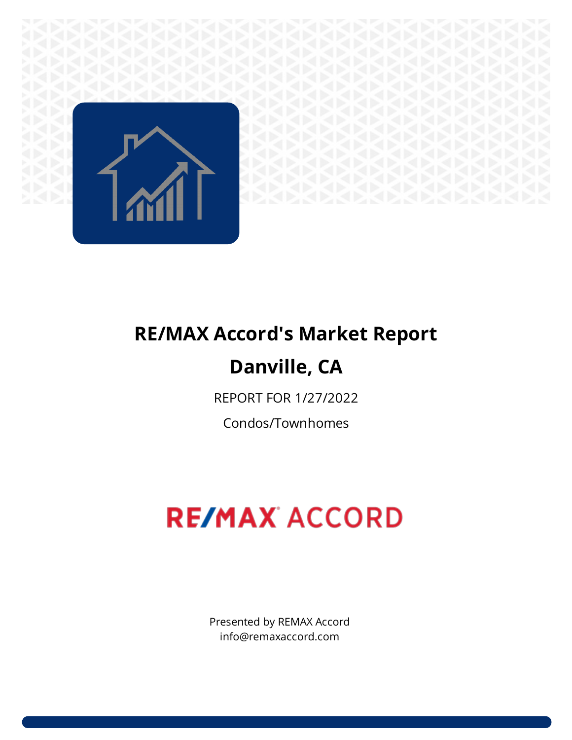# RE/MAX Accord's Market Report

## Danville, CA

REPORT FOR 1/27/2022

Condos/Townhomes

RE/MAX ACCORD

Presented by REMAX Accord
info@remaxaccord.com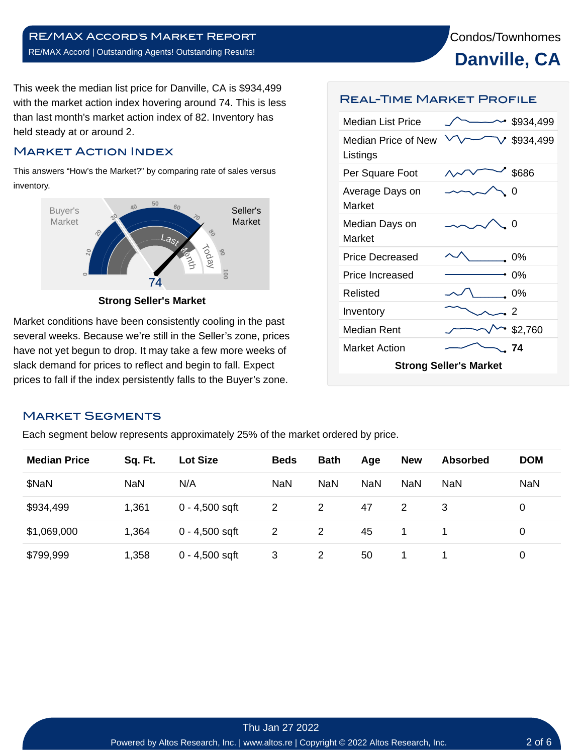# RE/MAX Accord's Market Report

RE/MAX Accord | Outstanding Agents! Outstanding Results!

Condos/Townhomes

## Danville, CA

This week the median list price for Danville, CA is $934,499 with the market action index hovering around 74. This is less than last month's market action index of 82. Inventory has held steady at or around 2.

## Market Action Index

This answers "How's the Market?" by comparing rate of sales versus inventory.

Buyer's Market

Seller's Market

0 10 20 30 40 50 60 70 80 90 100

Last Month

Today

74

**Strong Seller's Market**

Market conditions have been consistently cooling in the past several weeks. Because we're still in the Seller's zone, prices have not yet begun to drop. It may take a few more weeks of slack demand for prices to reflect and begin to fall. Expect prices to fall if the index persistently falls to the Buyer's zone.

## Real-Time Market Profile

| | |
|---|---|
| Median List Price | $934,499 |
| Median Price of New Listings | $934,499 |
| Per Square Foot | $686 |
| Average Days on Market | 0 |
| Median Days on Market | 0 |
| Price Decreased | 0% |
| Price Increased | 0% |
| Relisted | 0% |
| Inventory | 2 |
| Median Rent | $2,760 |
| Market Action | **74** |

**Strong Seller's Market**

## Market Segments

Each segment below represents approximately 25% of the market ordered by price.

| Median Price | Sq. Ft. | Lot Size | Beds | Bath | Age | New | Absorbed | DOM |
|---|---|---|---|---|---|---|---|---|
| $NaN | NaN | N/A | NaN | NaN | NaN | NaN | NaN | NaN |
| $934,499 | 1,361 | 0 - 4,500 sqft | 2 | 2 | 47 | 2 | 3 | 0 |
| $1,069,000 | 1,364 | 0 - 4,500 sqft | 2 | 2 | 45 | 1 | 1 | 0 |
| $799,999 | 1,358 | 0 - 4,500 sqft | 3 | 2 | 50 | 1 | 1 | 0 |

Thu Jan 27 2022

Powered by Altos Research, Inc. | www.altos.re | Copyright © 2022 Altos Research, Inc.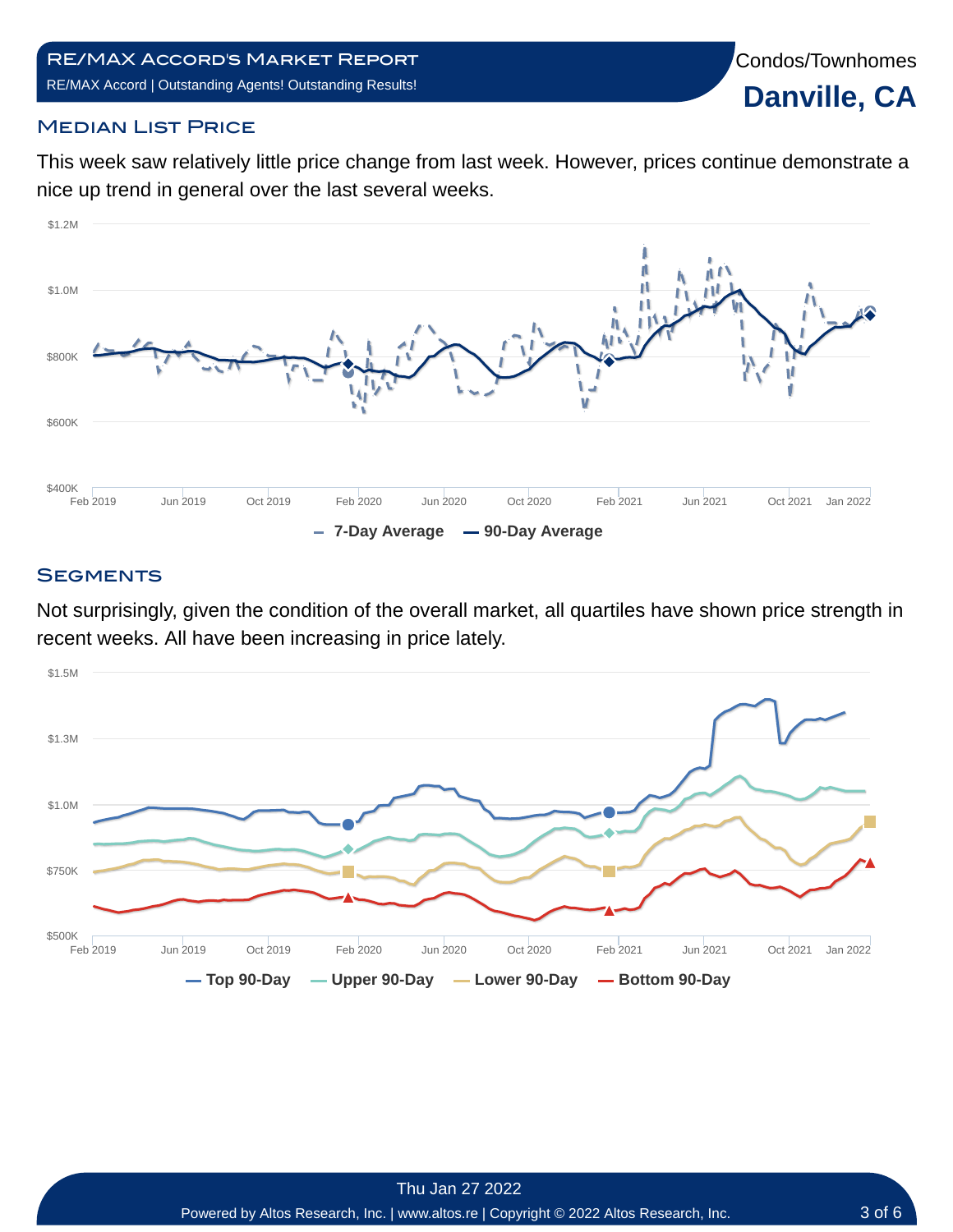# Median List Price

This week saw relatively little price change from last week. However, prices continue demonstrate a nice up trend in general over the last several weeks.

$1.2M
$1.0M
$800K
$600K
$400K
Feb 2019
Jun 2019
Oct 2019
Feb 2020
Jun 2020
Oct 2020
Feb 2021
Jun 2021
Oct 2021
Jan 2022

7-Day Average
90-Day Average

# Segments

Not surprisingly, given the condition of the overall market, all quartiles have shown price strength in recent weeks. All have been increasing in price lately.

$1.5M
$1.3M
$1.0M
$750K
$500K
Feb 2019
Jun 2019
Oct 2019
Feb 2020
Jun 2020
Oct 2020
Feb 2021
Jun 2021
Oct 2021
Jan 2022

Top 90-Day
Upper 90-Day
Lower 90-Day
Bottom 90-Day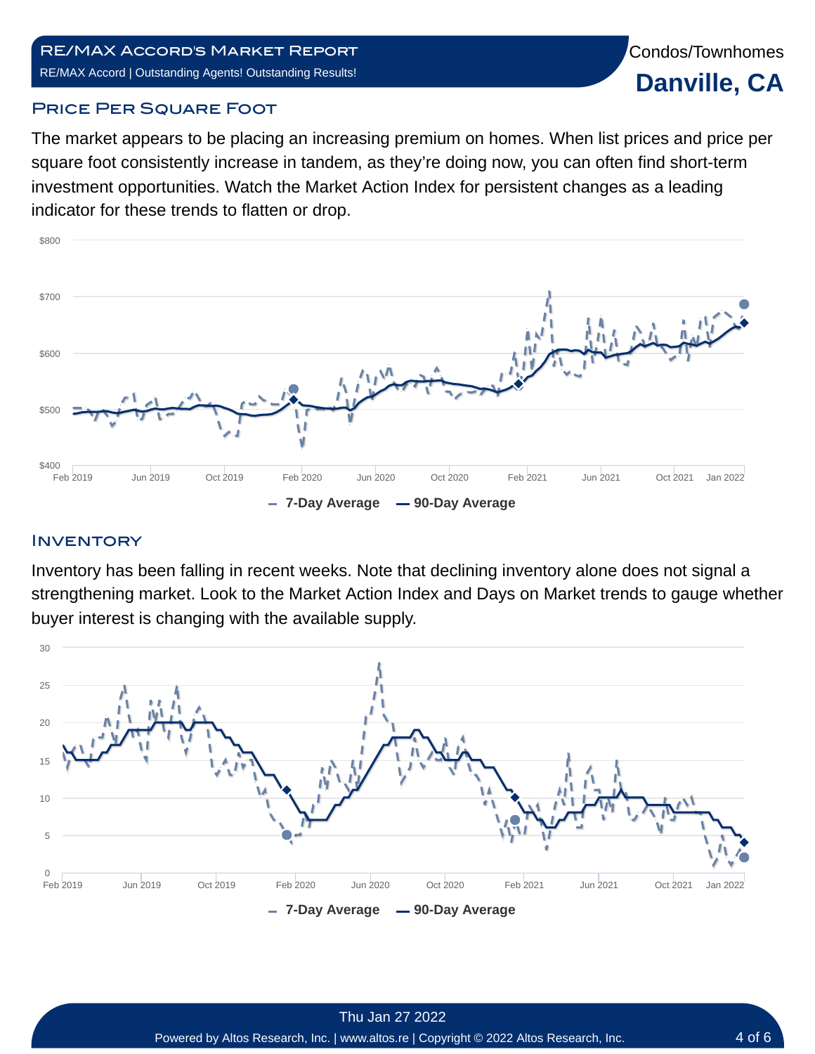Condos/Townhomes

# Danville, CA

## Price Per Square Foot

The market appears to be placing an increasing premium on homes. When list prices and price per square foot consistently increase in tandem, as they're doing now, you can often find short-term investment opportunities. Watch the Market Action Index for persistent changes as a leading indicator for these trends to flatten or drop.

$800
$700
$600
$500
$400
Feb 2019
Jun 2019
Oct 2019
Feb 2020
Jun 2020
Oct 2020
Feb 2021
Jun 2021
Oct 2021
Jan 2022

7-Day Average
90-Day Average

## Inventory

Inventory has been falling in recent weeks. Note that declining inventory alone does not signal a strengthening market. Look to the Market Action Index and Days on Market trends to gauge whether buyer interest is changing with the available supply.

30
25
20
15
10
5
0
Feb 2019
Jun 2019
Oct 2019
Feb 2020
Jun 2020
Oct 2020
Feb 2021
Jun 2021
Oct 2021
Jan 2022

7-Day Average
90-Day Average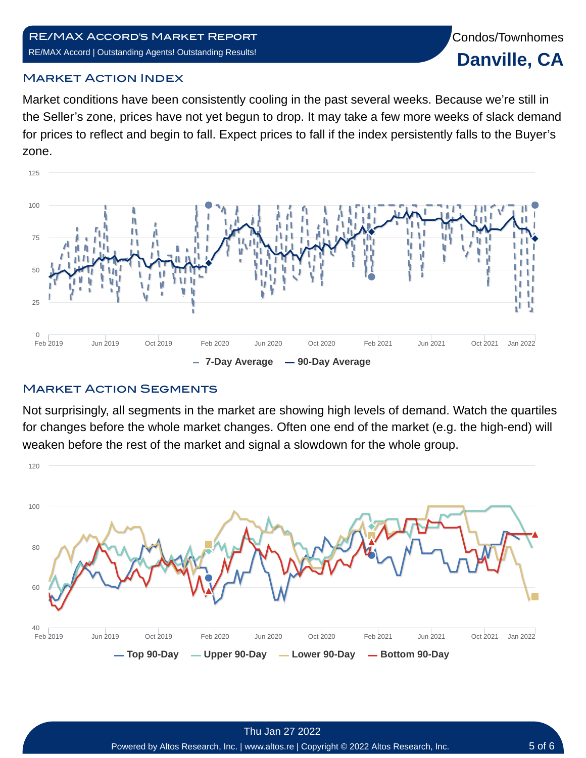RE/MAX Accord's Market Report

RE/MAX Accord | Outstanding Agents! Outstanding Results!

Condos/Townhomes

# Danville, CA

## Market Action Index

Market conditions have been consistently cooling in the past several weeks. Because we're still in the Seller's zone, prices have not yet begun to drop. It may take a few more weeks of slack demand for prices to reflect and begin to fall. Expect prices to fall if the index persistently falls to the Buyer's zone.

125
100
75
50
25
0
Feb 2019 Jun 2019 Oct 2019 Feb 2020 Jun 2020 Oct 2020 Feb 2021 Jun 2021 Oct 2021 Jan 2022

7-Day Average
90-Day Average

## Market Action Segments

Not surprisingly, all segments in the market are showing high levels of demand. Watch the quartiles for changes before the whole market changes. Often one end of the market (e.g. the high-end) will weaken before the rest of the market and signal a slowdown for the whole group.

120
100
80
60
40
Feb 2019 Jun 2019 Oct 2019 Feb 2020 Jun 2020 Oct 2020 Feb 2021 Jun 2021 Oct 2021 Jan 2022

Top 90-Day
Upper 90-Day
Lower 90-Day
Bottom 90-Day

Thu Jan 27 2022

Powered by Altos Research, Inc. | www.altos.re | Copyright © 2022 Altos Research, Inc.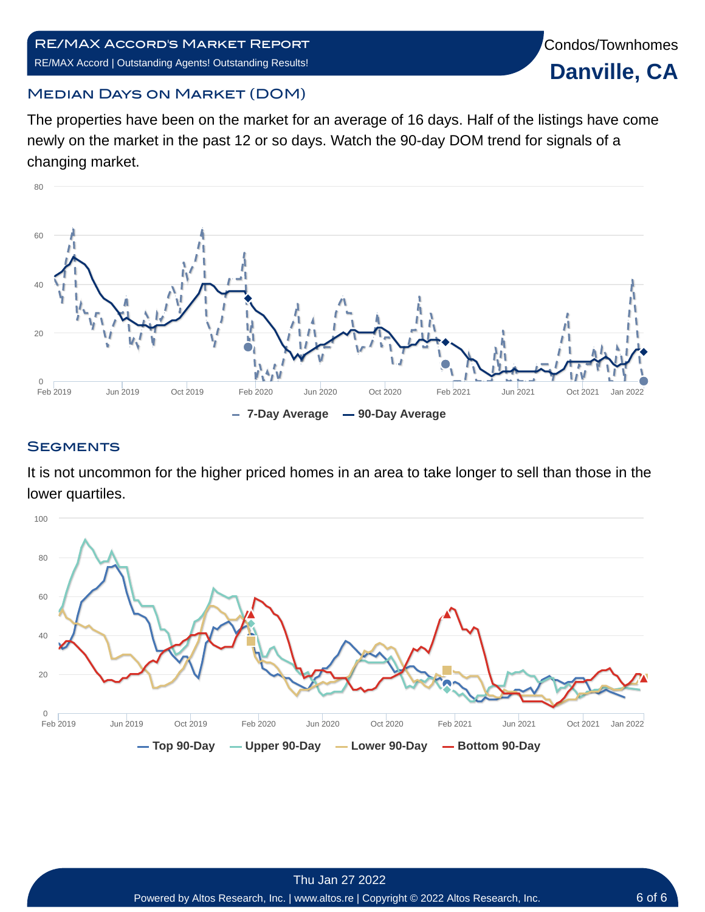## RE/MAX Accord's Market Report

RE/MAX Accord | Outstanding Agents! Outstanding Results!

Condos/Townhomes

**Danville, CA**

### Median Days on Market (DOM)

The properties have been on the market for an average of 16 days. Half of the listings have come newly on the market in the past 12 or so days. Watch the 90-day DOM trend for signals of a changing market.

80
60
40
20
0
Feb 2019 Jun 2019 Oct 2019 Feb 2020 Jun 2020 Oct 2020 Feb 2021 Jun 2021 Oct 2021 Jan 2022

7-Day Average 90-Day Average

### Segments

It is not uncommon for the higher priced homes in an area to take longer to sell than those in the lower quartiles.

100
80
60
40
20
0
Feb 2019 Jun 2019 Oct 2019 Feb 2020 Jun 2020 Oct 2020 Feb 2021 Jun 2021 Oct 2021 Jan 2022

Top 90-Day Upper 90-Day Lower 90-Day Bottom 90-Day

Thu Jan 27 2022

Powered by Altos Research, Inc. | www.altos.re | Copyright © 2022 Altos Research, Inc.